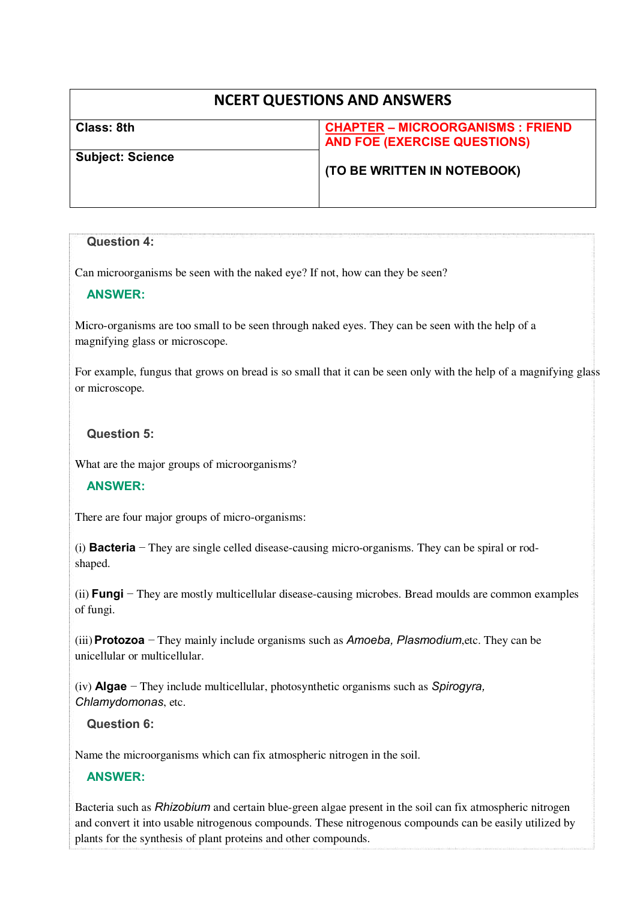# NCERT QUESTIONS AND ANSWERS

| Class: 8th | CHAPTER – MICROORGANISMS : FRIEND AND FOE (EXERCISE QUESTIONS) |
| --- | --- |
| Subject: Science | (TO BE WRITTEN IN NOTEBOOK) |

### Question 4:

Can microorganisms be seen with the naked eye? If not, how can they be seen?

**ANSWER:**

Micro-organisms are too small to be seen through naked eyes. They can be seen with the help of a magnifying glass or microscope.

For example, fungus that grows on bread is so small that it can be seen only with the help of a magnifying glass or microscope.

### Question 5:

What are the major groups of microorganisms?

**ANSWER:**

There are four major groups of micro-organisms:

(i) **Bacteria** − They are single celled disease-causing micro-organisms. They can be spiral or rod-shaped.

(ii) **Fungi** − They are mostly multicellular disease-causing microbes. Bread moulds are common examples of fungi.

(iii) **Protozoa** − They mainly include organisms such as *Amoeba, Plasmodium*,etc. They can be unicellular or multicellular.

(iv) **Algae** − They include multicellular, photosynthetic organisms such as *Spirogyra, Chlamydomonas*, etc.

### Question 6:

Name the microorganisms which can fix atmospheric nitrogen in the soil.

**ANSWER:**

Bacteria such as *Rhizobium* and certain blue-green algae present in the soil can fix atmospheric nitrogen and convert it into usable nitrogenous compounds. These nitrogenous compounds can be easily utilized by plants for the synthesis of plant proteins and other compounds.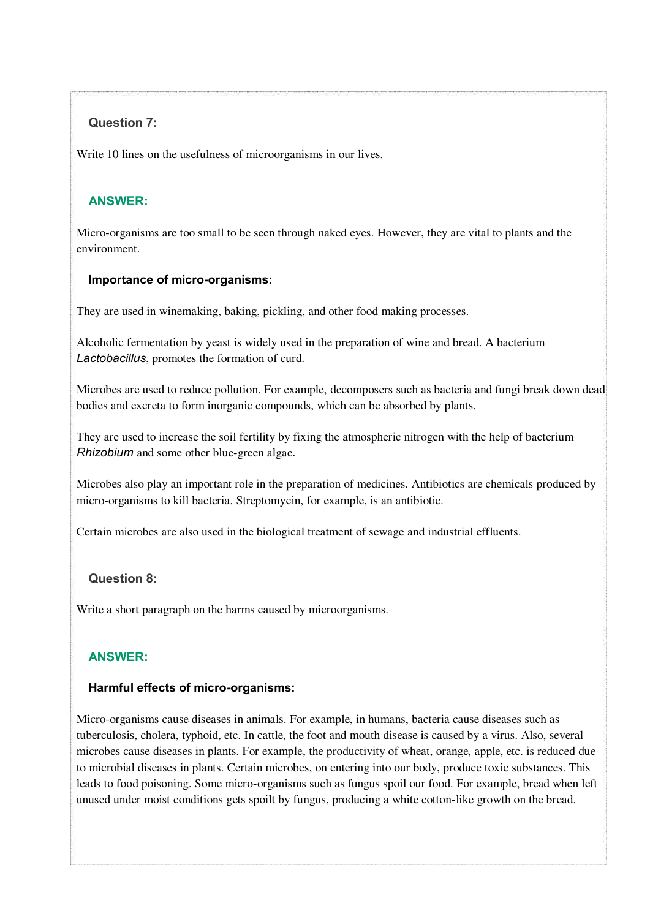### Question 7:

Write 10 lines on the usefulness of microorganisms in our lives.

### ANSWER:

Micro-organisms are too small to be seen through naked eyes. However, they are vital to plants and the environment.

#### Importance of micro-organisms:

They are used in winemaking, baking, pickling, and other food making processes.

Alcoholic fermentation by yeast is widely used in the preparation of wine and bread. A bacterium *Lactobacillus*, promotes the formation of curd.

Microbes are used to reduce pollution. For example, decomposers such as bacteria and fungi break down dead bodies and excreta to form inorganic compounds, which can be absorbed by plants.

They are used to increase the soil fertility by fixing the atmospheric nitrogen with the help of bacterium *Rhizobium* and some other blue-green algae.

Microbes also play an important role in the preparation of medicines. Antibiotics are chemicals produced by micro-organisms to kill bacteria. Streptomycin, for example, is an antibiotic.

Certain microbes are also used in the biological treatment of sewage and industrial effluents.

### Question 8:

Write a short paragraph on the harms caused by microorganisms.

### ANSWER:

#### Harmful effects of micro-organisms:

Micro-organisms cause diseases in animals. For example, in humans, bacteria cause diseases such as tuberculosis, cholera, typhoid, etc. In cattle, the foot and mouth disease is caused by a virus. Also, several microbes cause diseases in plants. For example, the productivity of wheat, orange, apple, etc. is reduced due to microbial diseases in plants. Certain microbes, on entering into our body, produce toxic substances. This leads to food poisoning. Some micro-organisms such as fungus spoil our food. For example, bread when left unused under moist conditions gets spoilt by fungus, producing a white cotton-like growth on the bread.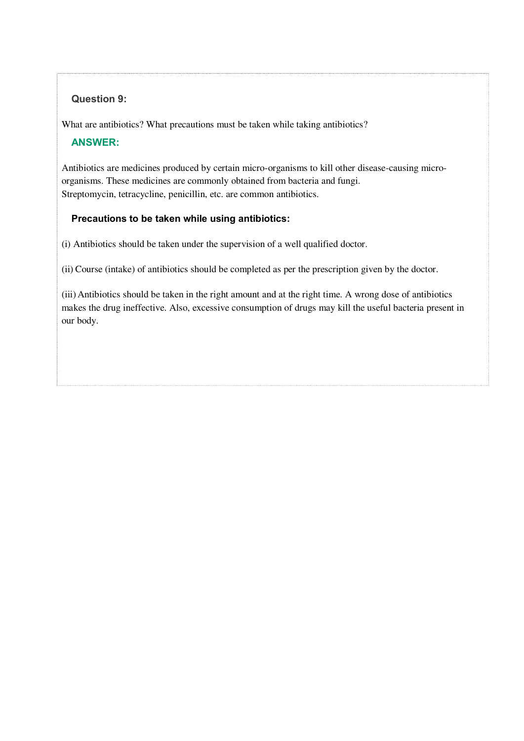### Question 9:

What are antibiotics? What precautions must be taken while taking antibiotics?

### ANSWER:

Antibiotics are medicines produced by certain micro-organisms to kill other disease-causing micro-organisms. These medicines are commonly obtained from bacteria and fungi.
Streptomycin, tetracycline, penicillin, etc. are common antibiotics.

**Precautions to be taken while using antibiotics:**

(i) Antibiotics should be taken under the supervision of a well qualified doctor.

(ii) Course (intake) of antibiotics should be completed as per the prescription given by the doctor.

(iii) Antibiotics should be taken in the right amount and at the right time. A wrong dose of antibiotics makes the drug ineffective. Also, excessive consumption of drugs may kill the useful bacteria present in our body.